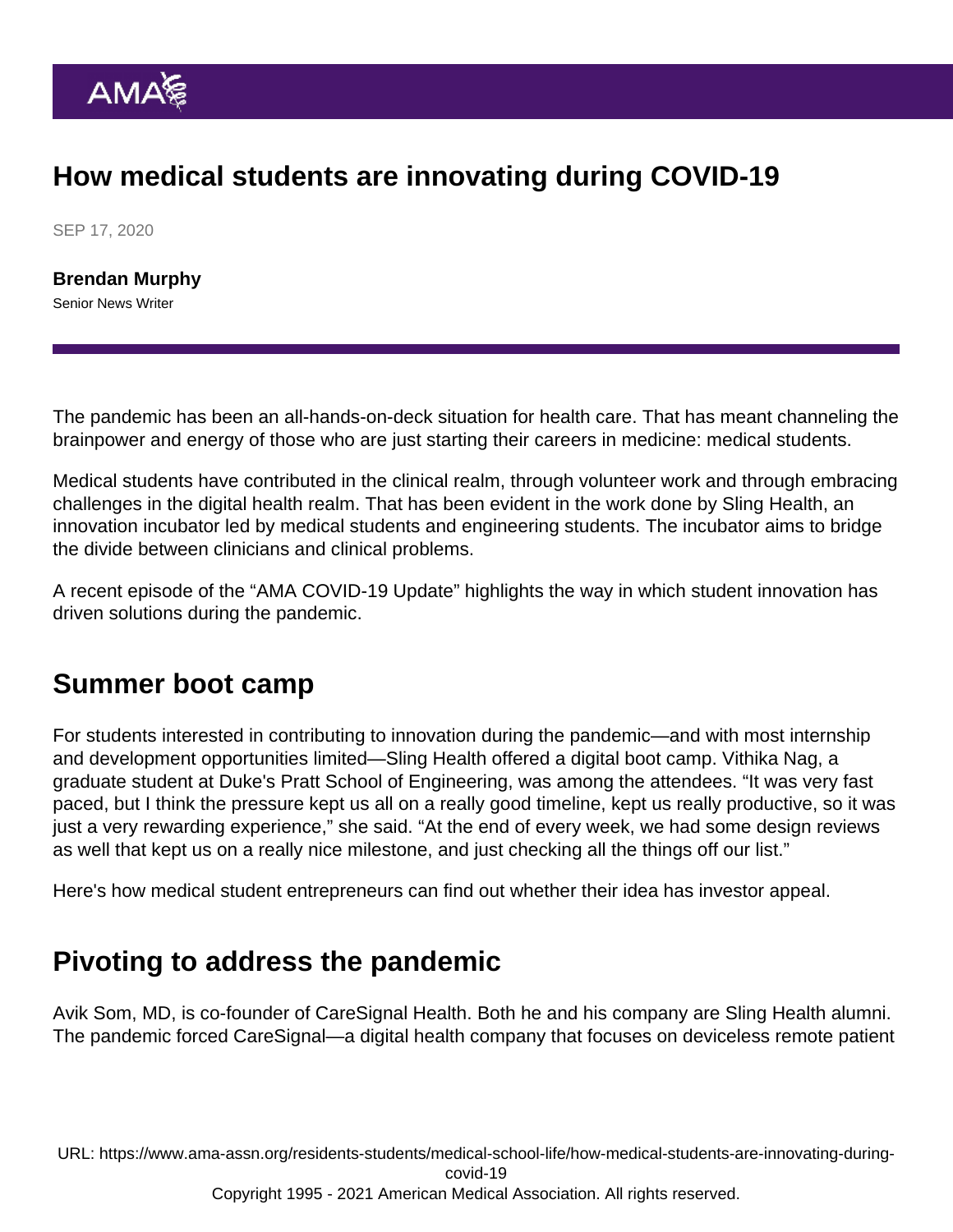# How medical students are innovating during COVID-19

SEP 17, 2020

**Brendan Murphy**
Senior News Writer

The pandemic has been an all-hands-on-deck situation for health care. That has meant channeling the brainpower and energy of those who are just starting their careers in medicine: medical students.

Medical students have contributed in the clinical realm, through volunteer work and through embracing challenges in the digital health realm. That has been evident in the work done by Sling Health, an innovation incubator led by medical students and engineering students. The incubator aims to bridge the divide between clinicians and clinical problems.

A recent episode of the "AMA COVID-19 Update" highlights the way in which student innovation has driven solutions during the pandemic.

## Summer boot camp

For students interested in contributing to innovation during the pandemic—and with most internship and development opportunities limited—Sling Health offered a digital boot camp. Vithika Nag, a graduate student at Duke's Pratt School of Engineering, was among the attendees. "It was very fast paced, but I think the pressure kept us all on a really good timeline, kept us really productive, so it was just a very rewarding experience," she said. "At the end of every week, we had some design reviews as well that kept us on a really nice milestone, and just checking all the things off our list."

Here's how medical student entrepreneurs can find out whether their idea has investor appeal.

## Pivoting to address the pandemic

Avik Som, MD, is co-founder of CareSignal Health. Both he and his company are Sling Health alumni. The pandemic forced CareSignal—a digital health company that focuses on deviceless remote patient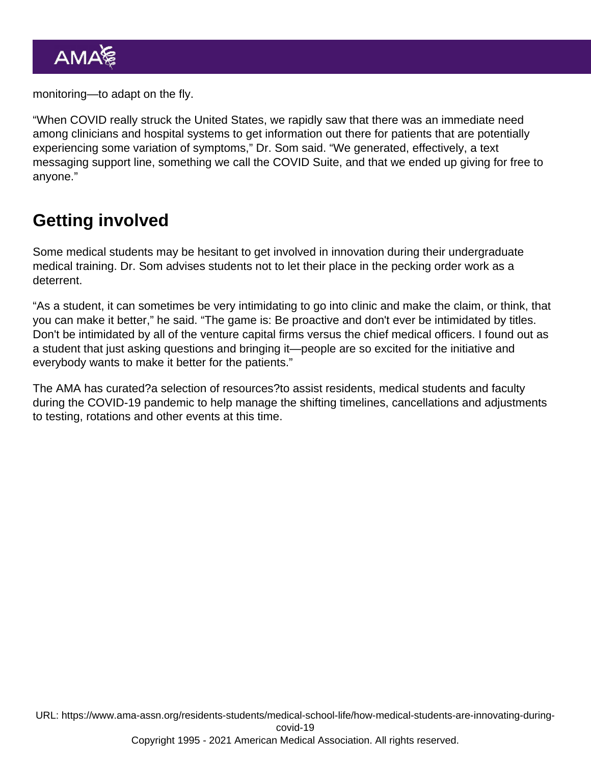monitoring—to adapt on the fly.

“When COVID really struck the United States, we rapidly saw that there was an immediate need among clinicians and hospital systems to get information out there for patients that are potentially experiencing some variation of symptoms,” Dr. Som said. “We generated, effectively, a text messaging support line, something we call the COVID Suite, and that we ended up giving for free to anyone.”

## Getting involved

Some medical students may be hesitant to get involved in innovation during their undergraduate medical training. Dr. Som advises students not to let their place in the pecking order work as a deterrent.

“As a student, it can sometimes be very intimidating to go into clinic and make the claim, or think, that you can make it better,” he said. “The game is: Be proactive and don't ever be intimidated by titles. Don't be intimidated by all of the venture capital firms versus the chief medical officers. I found out as a student that just asking questions and bringing it—people are so excited for the initiative and everybody wants to make it better for the patients.”

The AMA has curated?a selection of resources?to assist residents, medical students and faculty during the COVID-19 pandemic to help manage the shifting timelines, cancellations and adjustments to testing, rotations and other events at this time.